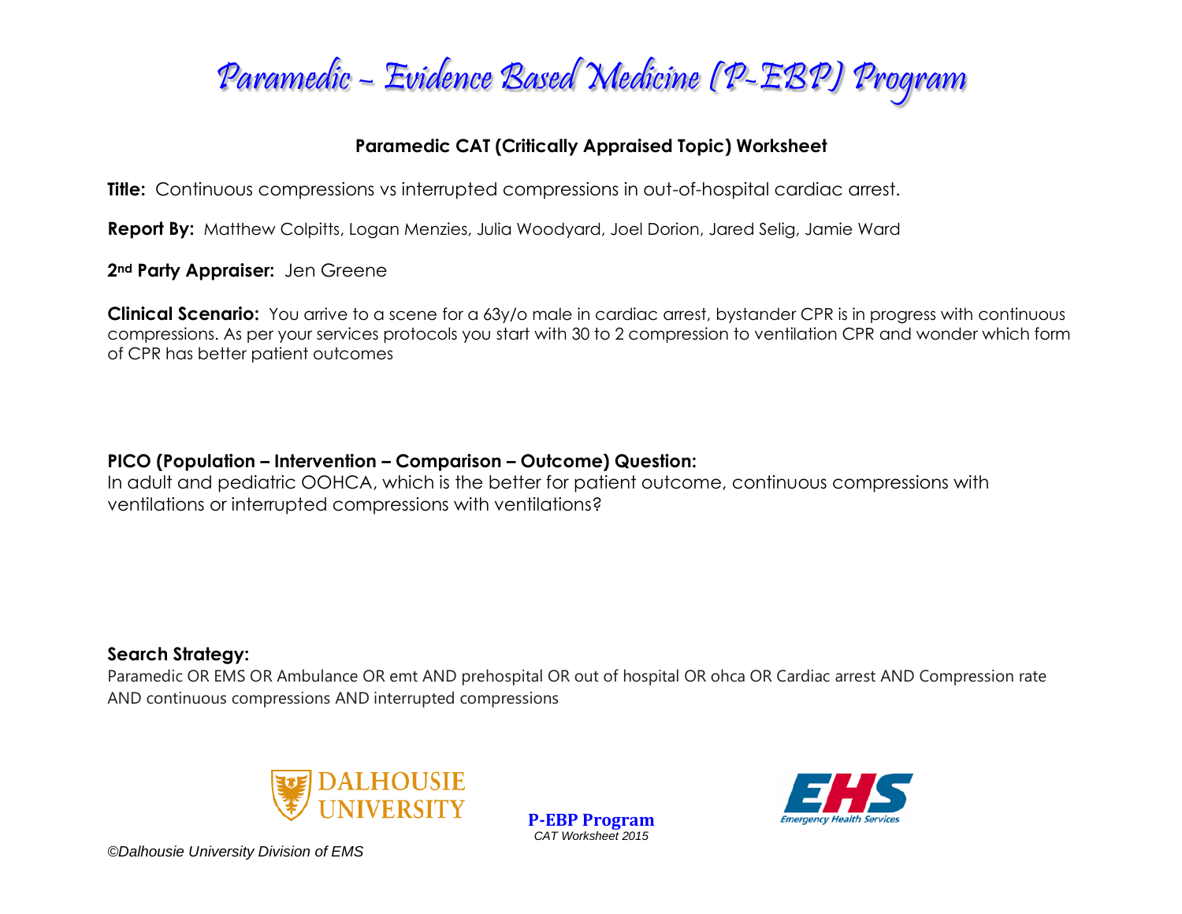# Paramedic – Evidence Based Medicine (P-EBP) Program

## Paramedic CAT (Critically Appraised Topic) Worksheet

**Title:** Continuous compressions vs interrupted compressions in out-of-hospital cardiac arrest.

**Report By:** Matthew Colpitts, Logan Menzies, Julia Woodyard, Joel Dorion, Jared Selig, Jamie Ward

**2nd Party Appraiser:** Jen Greene

**Clinical Scenario:** You arrive to a scene for a 63y/o male in cardiac arrest, bystander CPR is in progress with continuous compressions. As per your services protocols you start with 30 to 2 compression to ventilation CPR and wonder which form of CPR has better patient outcomes

**PICO (Population – Intervention – Comparison – Outcome) Question:**
In adult and pediatric OOHCA, which is the better for patient outcome, continuous compressions with ventilations or interrupted compressions with ventilations?

**Search Strategy:**
Paramedic OR EMS OR Ambulance OR emt AND prehospital OR out of hospital OR ohca OR Cardiac arrest AND Compression rate AND continuous compressions AND interrupted compressions

DALHOUSIE UNIVERSITY

**P-EBP Program**
*CAT Worksheet 2015*

EHS Emergency Health Services

*©Dalhousie University Division of EMS*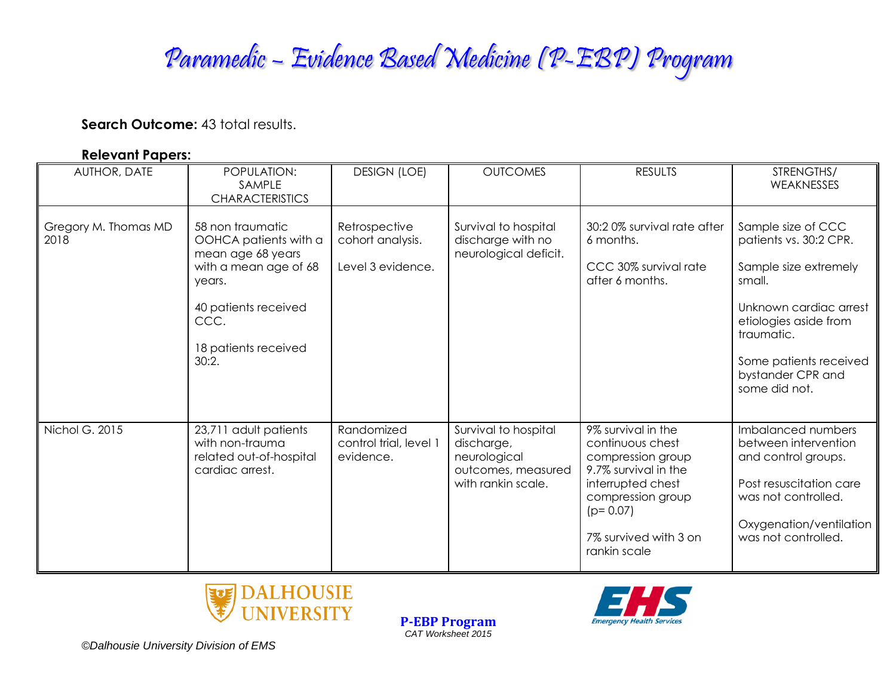**Search Outcome:** 43 total results.

**Relevant Papers:**

| AUTHOR, DATE | POPULATION: SAMPLE CHARACTERISTICS | DESIGN (LOE) | OUTCOMES | RESULTS | STRENGTHS/ WEAKNESSES |
|---|---|---|---|---|---|
| Gregory M. Thomas MD 2018 | 58 non traumatic OOHCA patients with a mean age 68 years with a mean age of 68 years.<br><br>40 patients received CCC.<br><br>18 patients received 30:2. | Retrospective cohort analysis.<br><br>Level 3 evidence. | Survival to hospital discharge with no neurological deficit. | 30:2 0% survival rate after 6 months.<br><br>CCC 30% survival rate after 6 months. | Sample size of CCC patients vs. 30:2 CPR.<br><br>Sample size extremely small.<br><br>Unknown cardiac arrest etiologies aside from traumatic.<br><br>Some patients received bystander CPR and some did not. |
| Nichol G. 2015 | 23,711 adult patients with non-trauma related out-of-hospital cardiac arrest. | Randomized control trial, level 1 evidence. | Survival to hospital discharge, neurological outcomes, measured with rankin scale. | 9% survival in the continuous chest compression group 9.7% survival in the interrupted chest compression group ($p = 0.07$)<br><br>7% survived with 3 on rankin scale | Imbalanced numbers between intervention and control groups.<br><br>Post resuscitation care was not controlled.<br><br>Oxygenation/ventilation was not controlled. |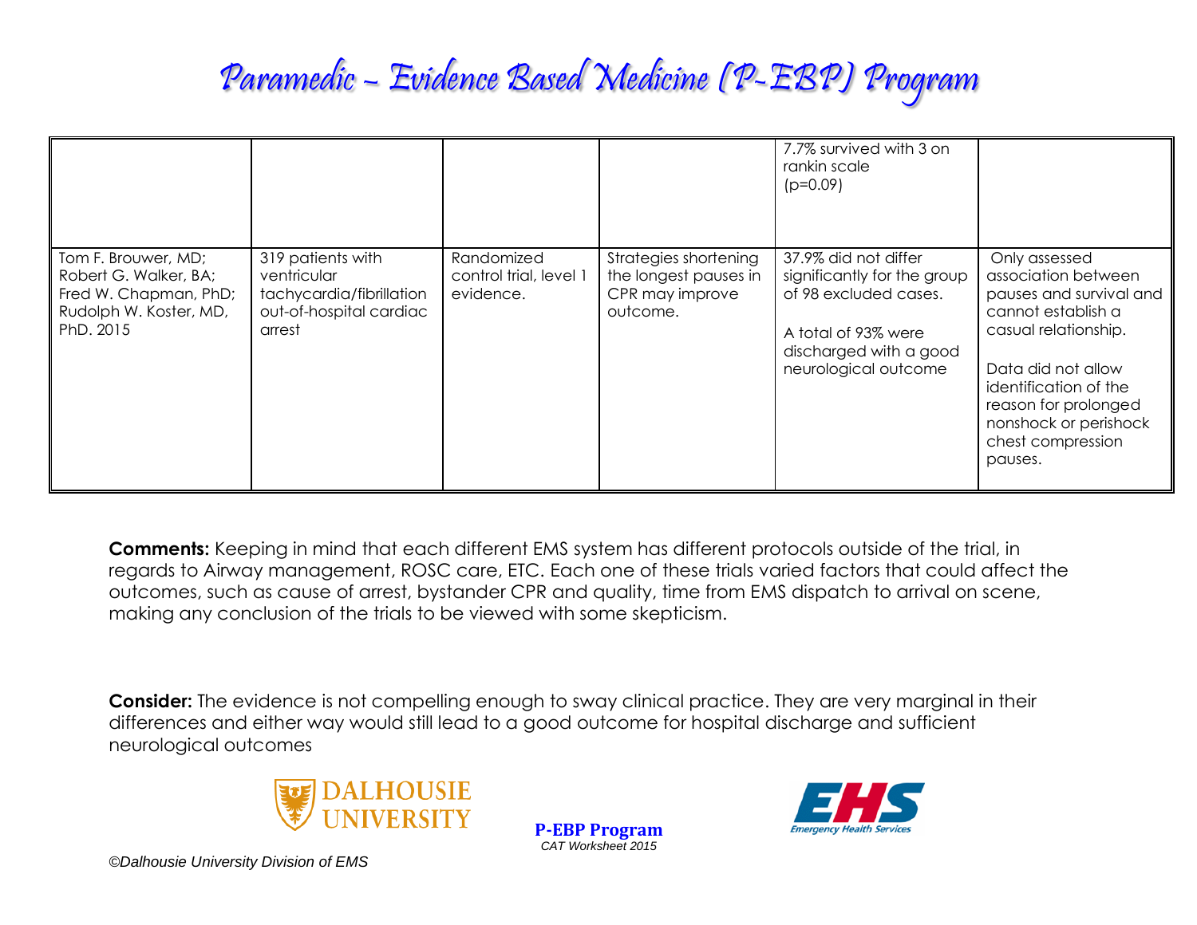# Paramedic – Evidence Based Medicine (P-EBP) Program

| | | | | | |
|---|---|---|---|---|---|
| | | | | 7.7% survived with 3 on rankin scale (p=0.09) | |
| Tom F. Brouwer, MD; Robert G. Walker, BA; Fred W. Chapman, PhD; Rudolph W. Koster, MD, PhD. 2015 | 319 patients with ventricular tachycardia/fibrillation out-of-hospital cardiac arrest | Randomized control trial, level 1 evidence. | Strategies shortening the longest pauses in CPR may improve outcome. | 37.9% did not differ significantly for the group of 98 excluded cases.<br><br>A total of 93% were discharged with a good neurological outcome | Only assessed association between pauses and survival and cannot establish a casual relationship.<br><br>Data did not allow identification of the reason for prolonged nonshock or perishock chest compression pauses. |

**Comments:** Keeping in mind that each different EMS system has different protocols outside of the trial, in regards to Airway management, ROSC care, ETC. Each one of these trials varied factors that could affect the outcomes, such as cause of arrest, bystander CPR and quality, time from EMS dispatch to arrival on scene, making any conclusion of the trials to be viewed with some skepticism.

**Consider:** The evidence is not compelling enough to sway clinical practice. They are very marginal in their differences and either way would still lead to a good outcome for hospital discharge and sufficient neurological outcomes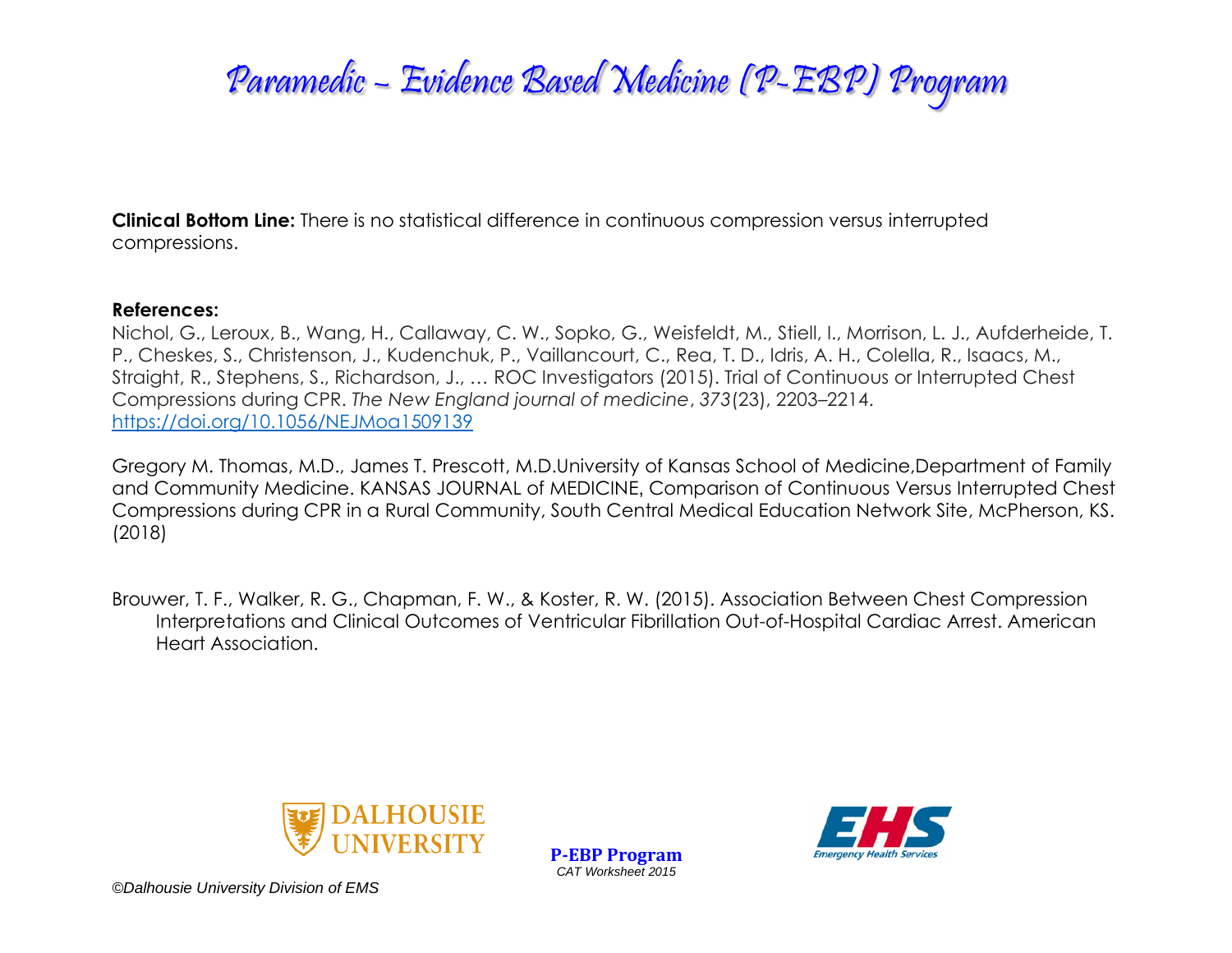# Paramedic – Evidence Based Medicine (P-EBP) Program

**Clinical Bottom Line:** There is no statistical difference in continuous compression versus interrupted compressions.

**References:**

Nichol, G., Leroux, B., Wang, H., Callaway, C. W., Sopko, G., Weisfeldt, M., Stiell, I., Morrison, L. J., Aufderheide, T. P., Cheskes, S., Christenson, J., Kudenchuk, P., Vaillancourt, C., Rea, T. D., Idris, A. H., Colella, R., Isaacs, M., Straight, R., Stephens, S., Richardson, J., … ROC Investigators (2015). Trial of Continuous or Interrupted Chest Compressions during CPR. *The New England journal of medicine*, *373*(23), 2203–2214. https://doi.org/10.1056/NEJMoa1509139

Gregory M. Thomas, M.D., James T. Prescott, M.D.University of Kansas School of Medicine,Department of Family and Community Medicine. KANSAS JOURNAL of MEDICINE, Comparison of Continuous Versus Interrupted Chest Compressions during CPR in a Rural Community, South Central Medical Education Network Site, McPherson, KS. (2018)

Brouwer, T. F., Walker, R. G., Chapman, F. W., & Koster, R. W. (2015). Association Between Chest Compression Interpretations and Clinical Outcomes of Ventricular Fibrillation Out-of-Hospital Cardiac Arrest. American Heart Association.

DALHOUSIE UNIVERSITY

**P-EBP Program**
*CAT Worksheet 2015*

EHS Emergency Health Services

*©Dalhousie University Division of EMS*